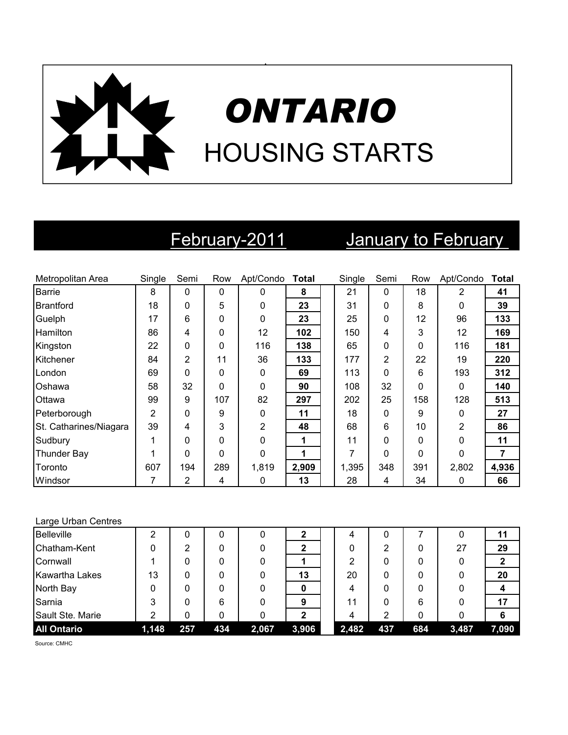# ONTARIO

## HOUSING STARTS

| | February-2011 | | | | | January to February | | | | |
|---|---|---|---|---|---|---|---|---|---|---|
| Metropolitan Area | Single | Semi | Row | Apt/Condo | **Total** | Single | Semi | Row | Apt/Condo | **Total** |
| Barrie | 8 | 0 | 0 | 0 | **8** | 21 | 0 | 18 | 2 | **41** |
| Brantford | 18 | 0 | 5 | 0 | **23** | 31 | 0 | 8 | 0 | **39** |
| Guelph | 17 | 6 | 0 | 0 | **23** | 25 | 0 | 12 | 96 | **133** |
| Hamilton | 86 | 4 | 0 | 12 | **102** | 150 | 4 | 3 | 12 | **169** |
| Kingston | 22 | 0 | 0 | 116 | **138** | 65 | 0 | 0 | 116 | **181** |
| Kitchener | 84 | 2 | 11 | 36 | **133** | 177 | 2 | 22 | 19 | **220** |
| London | 69 | 0 | 0 | 0 | **69** | 113 | 0 | 6 | 193 | **312** |
| Oshawa | 58 | 32 | 0 | 0 | **90** | 108 | 32 | 0 | 0 | **140** |
| Ottawa | 99 | 9 | 107 | 82 | **297** | 202 | 25 | 158 | 128 | **513** |
| Peterborough | 2 | 0 | 9 | 0 | **11** | 18 | 0 | 9 | 0 | **27** |
| St. Catharines/Niagara | 39 | 4 | 3 | 2 | **48** | 68 | 6 | 10 | 2 | **86** |
| Sudbury | 1 | 0 | 0 | 0 | **1** | 11 | 0 | 0 | 0 | **11** |
| Thunder Bay | 1 | 0 | 0 | 0 | **1** | 7 | 0 | 0 | 0 | **7** |
| Toronto | 607 | 194 | 289 | 1,819 | **2,909** | 1,395 | 348 | 391 | 2,802 | **4,936** |
| Windsor | 7 | 2 | 4 | 0 | **13** | 28 | 4 | 34 | 0 | **66** |
| Large Urban Centres | | | | | | | | | | |
| Belleville | 2 | 0 | 0 | 0 | **2** | 4 | 0 | 7 | 0 | **11** |
| Chatham-Kent | 0 | 2 | 0 | 0 | **2** | 0 | 2 | 0 | 27 | **29** |
| Cornwall | 1 | 0 | 0 | 0 | **1** | 2 | 0 | 0 | 0 | **2** |
| Kawartha Lakes | 13 | 0 | 0 | 0 | **13** | 20 | 0 | 0 | 0 | **20** |
| North Bay | 0 | 0 | 0 | 0 | **0** | 4 | 0 | 0 | 0 | **4** |
| Sarnia | 3 | 0 | 6 | 0 | **9** | 11 | 0 | 6 | 0 | **17** |
| Sault Ste. Marie | 2 | 0 | 0 | 0 | **2** | 4 | 2 | 0 | 0 | **6** |
| **All Ontario** | **1,148** | **257** | **434** | **2,067** | **3,906** | **2,482** | **437** | **684** | **3,487** | **7,090** |

Source: CMHC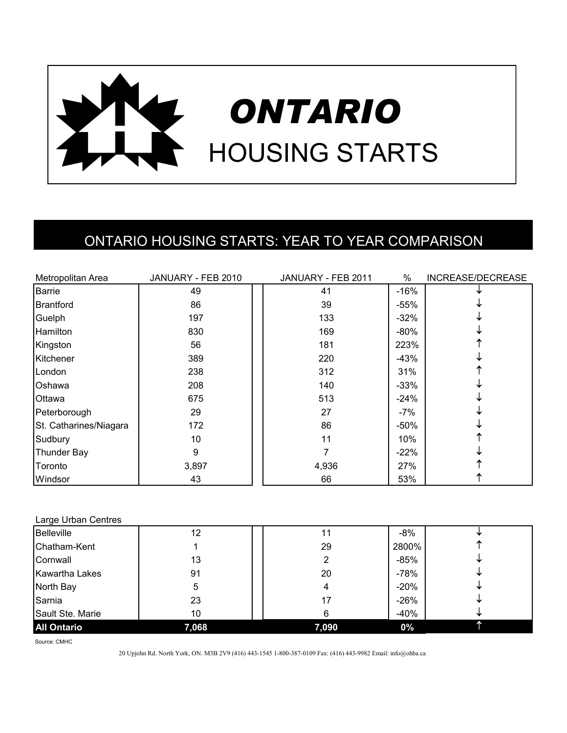# *ONTARIO* HOUSING STARTS

## ONTARIO HOUSING STARTS: YEAR TO YEAR COMPARISON

| Metropolitan Area | JANUARY - FEB 2010 | JANUARY - FEB 2011 | % | INCREASE/DECREASE |
|---|---|---|---|---|
| Barrie | 49 | 41 | -16% | ↓ |
| Brantford | 86 | 39 | -55% | ↓ |
| Guelph | 197 | 133 | -32% | ↓ |
| Hamilton | 830 | 169 | -80% | ↓ |
| Kingston | 56 | 181 | 223% | ↑ |
| Kitchener | 389 | 220 | -43% | ↓ |
| London | 238 | 312 | 31% | ↑ |
| Oshawa | 208 | 140 | -33% | ↓ |
| Ottawa | 675 | 513 | -24% | ↓ |
| Peterborough | 29 | 27 | -7% | ↓ |
| St. Catharines/Niagara | 172 | 86 | -50% | ↓ |
| Sudbury | 10 | 11 | 10% | ↑ |
| Thunder Bay | 9 | 7 | -22% | ↓ |
| Toronto | 3,897 | 4,936 | 27% | ↑ |
| Windsor | 43 | 66 | 53% | ↑ |
| **Large Urban Centres** | | | | |
| Belleville | 12 | 11 | -8% | ↓ |
| Chatham-Kent | 1 | 29 | 2800% | ↑ |
| Cornwall | 13 | 2 | -85% | ↓ |
| Kawartha Lakes | 91 | 20 | -78% | ↓ |
| North Bay | 5 | 4 | -20% | ↓ |
| Sarnia | 23 | 17 | -26% | ↓ |
| Sault Ste. Marie | 10 | 6 | -40% | ↓ |
| **All Ontario** | **7,068** | **7,090** | **0%** | ↑ |

Source: CMHC

20 Upjohn Rd. North York, ON. M3B 2V9 (416) 443-1545 1-800-387-0109 Fax: (416) 443-9982 Email: info@ohba.ca